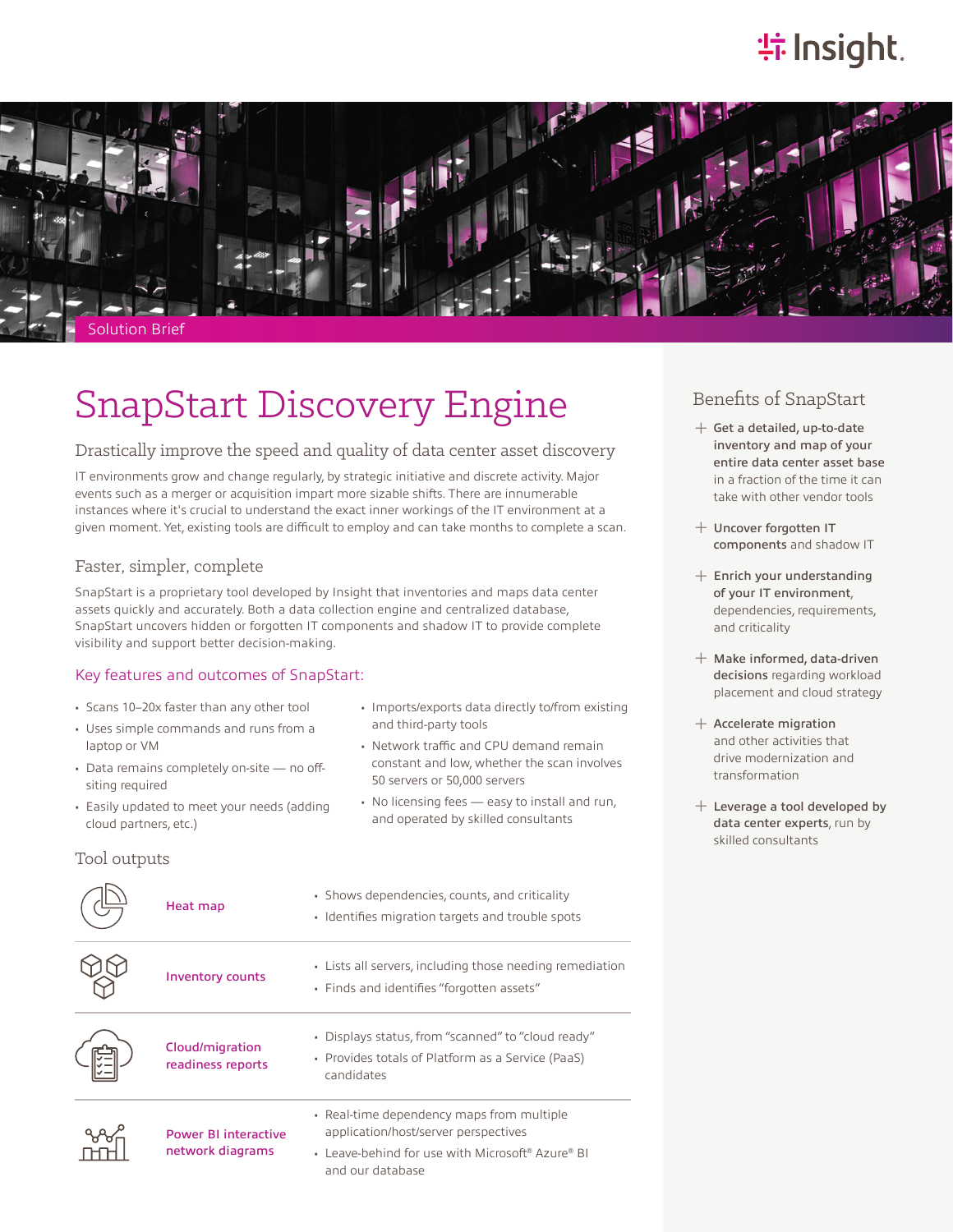Solution Brief

# SnapStart Discovery Engine

## Drastically improve the speed and quality of data center asset discovery

IT environments grow and change regularly, by strategic initiative and discrete activity. Major events such as a merger or acquisition impart more sizable shifts. There are innumerable instances where it's crucial to understand the exact inner workings of the IT environment at a given moment. Yet, existing tools are difficult to employ and can take months to complete a scan.

### Faster, simpler, complete

SnapStart is a proprietary tool developed by Insight that inventories and maps data center assets quickly and accurately. Both a data collection engine and centralized database, SnapStart uncovers hidden or forgotten IT components and shadow IT to provide complete visibility and support better decision-making.

### Key features and outcomes of SnapStart:

- Scans 10–20x faster than any other tool
- Uses simple commands and runs from a laptop or VM
- Data remains completely on-site — no off-siting required
- Easily updated to meet your needs (adding cloud partners, etc.)
- Imports/exports data directly to/from existing and third-party tools
- Network traffic and CPU demand remain constant and low, whether the scan involves 50 servers or 50,000 servers
- No licensing fees — easy to install and run, and operated by skilled consultants

### Tool outputs

| Output | Description |
|---|---|
| Heat map | • Shows dependencies, counts, and criticality<br>• Identifies migration targets and trouble spots |
| Inventory counts | • Lists all servers, including those needing remediation<br>• Finds and identifies "forgotten assets" |
| Cloud/migration readiness reports | • Displays status, from "scanned" to "cloud ready"<br>• Provides totals of Platform as a Service (PaaS) candidates |
| Power BI interactive network diagrams | • Real-time dependency maps from multiple application/host/server perspectives<br>• Leave-behind for use with Microsoft® Azure® BI and our database |

## Benefits of SnapStart

- **Get a detailed, up-to-date inventory and map of your entire data center asset base** in a fraction of the time it can take with other vendor tools
- **Uncover forgotten IT components** and shadow IT
- **Enrich your understanding of your IT environment**, dependencies, requirements, and criticality
- **Make informed, data-driven decisions** regarding workload placement and cloud strategy
- **Accelerate migration** and other activities that drive modernization and transformation
- **Leverage a tool developed by data center experts**, run by skilled consultants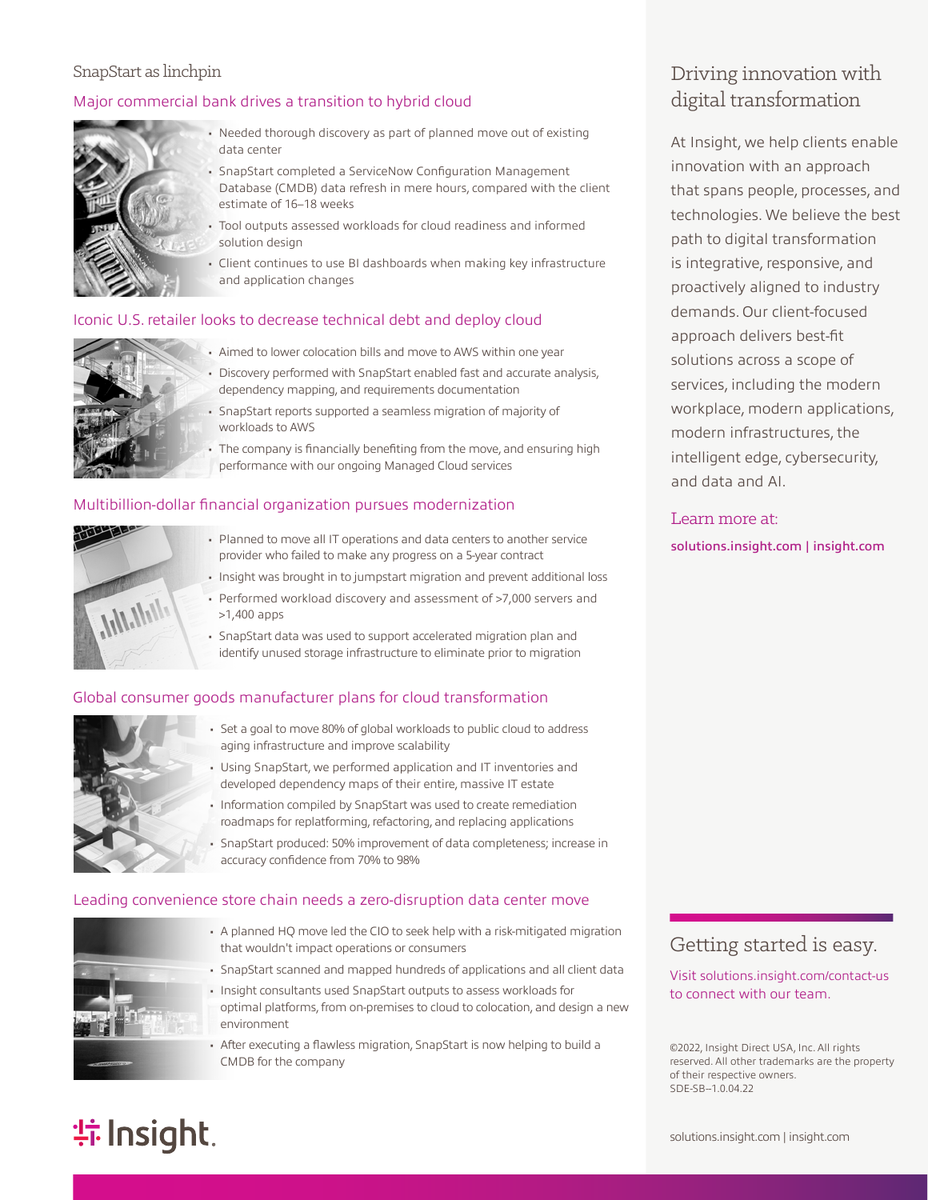SnapStart as linchpin

## Major commercial bank drives a transition to hybrid cloud

- Needed thorough discovery as part of planned move out of existing data center
- SnapStart completed a ServiceNow Configuration Management Database (CMDB) data refresh in mere hours, compared with the client estimate of 16–18 weeks
- Tool outputs assessed workloads for cloud readiness and informed solution design
- Client continues to use BI dashboards when making key infrastructure and application changes

## Iconic U.S. retailer looks to decrease technical debt and deploy cloud

- Aimed to lower colocation bills and move to AWS within one year
- Discovery performed with SnapStart enabled fast and accurate analysis, dependency mapping, and requirements documentation
- SnapStart reports supported a seamless migration of majority of workloads to AWS
- The company is financially benefiting from the move, and ensuring high performance with our ongoing Managed Cloud services

## Multibillion-dollar financial organization pursues modernization

- Planned to move all IT operations and data centers to another service provider who failed to make any progress on a 5-year contract
- Insight was brought in to jumpstart migration and prevent additional loss
- Performed workload discovery and assessment of >7,000 servers and >1,400 apps
- SnapStart data was used to support accelerated migration plan and identify unused storage infrastructure to eliminate prior to migration

## Global consumer goods manufacturer plans for cloud transformation

- Set a goal to move 80% of global workloads to public cloud to address aging infrastructure and improve scalability
- Using SnapStart, we performed application and IT inventories and developed dependency maps of their entire, massive IT estate
- Information compiled by SnapStart was used to create remediation roadmaps for replatforming, refactoring, and replacing applications
- SnapStart produced: 50% improvement of data completeness; increase in accuracy confidence from 70% to 98%

## Leading convenience store chain needs a zero-disruption data center move

- A planned HQ move led the CIO to seek help with a risk-mitigated migration that wouldn't impact operations or consumers
- SnapStart scanned and mapped hundreds of applications and all client data
- Insight consultants used SnapStart outputs to assess workloads for optimal platforms, from on-premises to cloud to colocation, and design a new environment
- After executing a flawless migration, SnapStart is now helping to build a CMDB for the company

Insight.

## Driving innovation with digital transformation

At Insight, we help clients enable innovation with an approach that spans people, processes, and technologies. We believe the best path to digital transformation is integrative, responsive, and proactively aligned to industry demands. Our client-focused approach delivers best-fit solutions across a scope of services, including the modern workplace, modern applications, modern infrastructures, the intelligent edge, cybersecurity, and data and AI.

Learn more at:
solutions.insight.com | insight.com

## Getting started is easy.

Visit solutions.insight.com/contact-us to connect with our team.

©2022, Insight Direct USA, Inc. All rights reserved. All other trademarks are the property of their respective owners.
SDE-SB–1.0.04.22

solutions.insight.com | insight.com